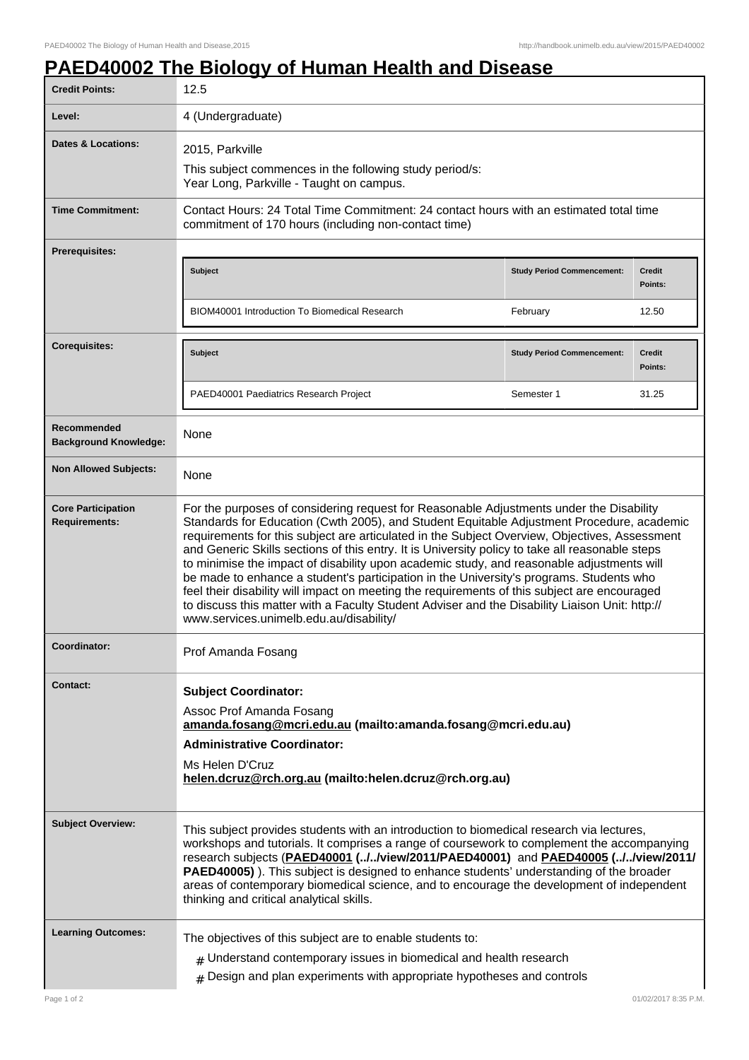# PAED40002 The Biology of Human Health and Disease

| | |
|---|---|
| **Credit Points:** | 12.5 |
| **Level:** | 4 (Undergraduate) |
| **Dates & Locations:** | 2015, Parkville<br>This subject commences in the following study period/s:<br>Year Long, Parkville - Taught on campus. |
| **Time Commitment:** | Contact Hours: 24 Total Time Commitment: 24 contact hours with an estimated total time commitment of 170 hours (including non-contact time) |
| **Prerequisites:** | **Subject** / **Study Period Commencement:** / **Credit Points:**<br>BIOM40001 Introduction To Biomedical Research / February / 12.50 |
| **Corequisites:** | **Subject** / **Study Period Commencement:** / **Credit Points:**<br>PAED40001 Paediatrics Research Project / Semester 1 / 31.25 |
| **Recommended Background Knowledge:** | None |
| **Non Allowed Subjects:** | None |
| **Core Participation Requirements:** | For the purposes of considering request for Reasonable Adjustments under the Disability Standards for Education (Cwth 2005), and Student Equitable Adjustment Procedure, academic requirements for this subject are articulated in the Subject Overview, Objectives, Assessment and Generic Skills sections of this entry. It is University policy to take all reasonable steps to minimise the impact of disability upon academic study, and reasonable adjustments will be made to enhance a student's participation in the University's programs. Students who feel their disability will impact on meeting the requirements of this subject are encouraged to discuss this matter with a Faculty Student Adviser and the Disability Liaison Unit: http://www.services.unimelb.edu.au/disability/ |
| **Coordinator:** | Prof Amanda Fosang |
| **Contact:** | **Subject Coordinator:**<br>Assoc Prof Amanda Fosang<br>**amanda.fosang@mcri.edu.au (mailto:amanda.fosang@mcri.edu.au)**<br>**Administrative Coordinator:**<br>Ms Helen D'Cruz<br>**helen.dcruz@rch.org.au (mailto:helen.dcruz@rch.org.au)** |
| **Subject Overview:** | This subject provides students with an introduction to biomedical research via lectures, workshops and tutorials. It comprises a range of coursework to complement the accompanying research subjects (**PAED40001 (../../view/2011/PAED40001)** and **PAED40005 (../../view/2011/PAED40005)** ). This subject is designed to enhance students' understanding of the broader areas of contemporary biomedical science, and to encourage the development of independent thinking and critical analytical skills. |
| **Learning Outcomes:** | The objectives of this subject are to enable students to:<br># Understand contemporary issues in biomedical and health research<br># Design and plan experiments with appropriate hypotheses and controls |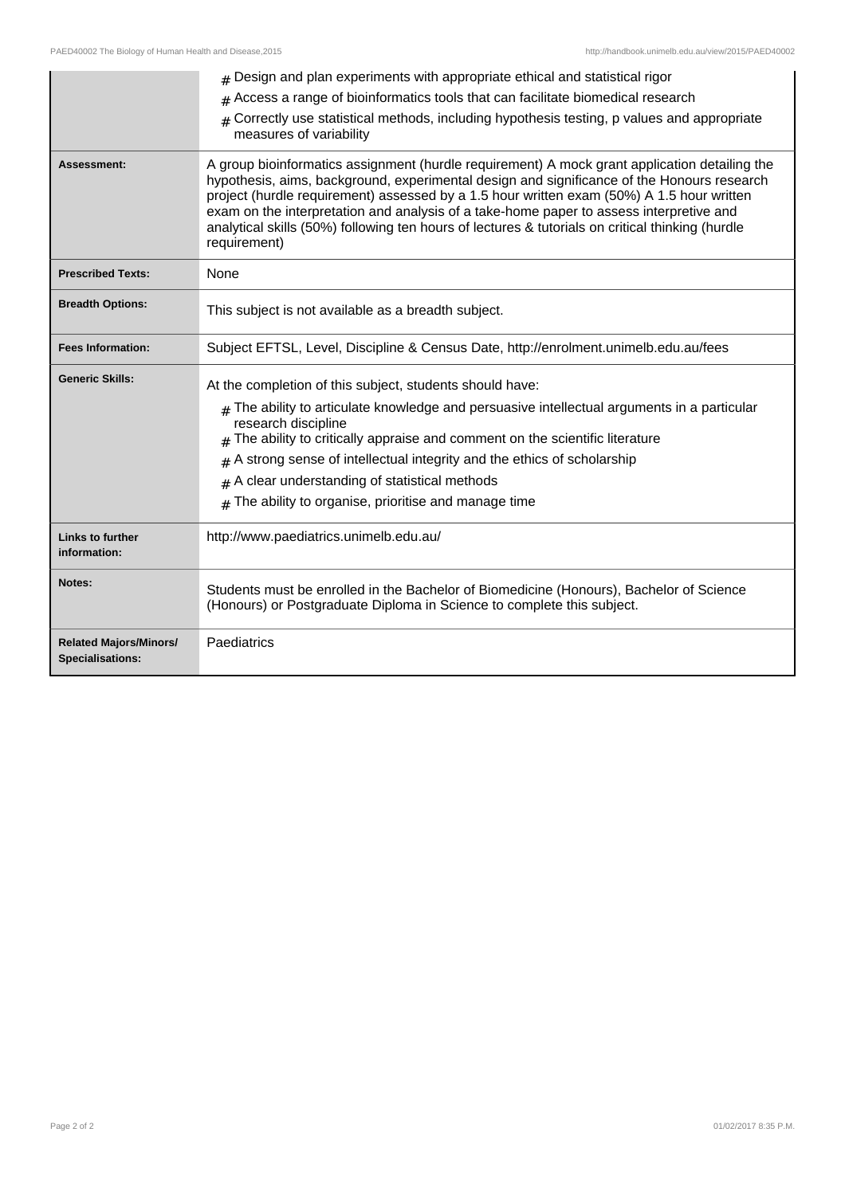| | |
|---|---|
| | # Design and plan experiments with appropriate ethical and statistical rigor<br># Access a range of bioinformatics tools that can facilitate biomedical research<br># Correctly use statistical methods, including hypothesis testing, p values and appropriate measures of variability |
| **Assessment:** | A group bioinformatics assignment (hurdle requirement) A mock grant application detailing the hypothesis, aims, background, experimental design and significance of the Honours research project (hurdle requirement) assessed by a 1.5 hour written exam (50%) A 1.5 hour written exam on the interpretation and analysis of a take-home paper to assess interpretive and analytical skills (50%) following ten hours of lectures & tutorials on critical thinking (hurdle requirement) |
| **Prescribed Texts:** | None |
| **Breadth Options:** | This subject is not available as a breadth subject. |
| **Fees Information:** | Subject EFTSL, Level, Discipline & Census Date, http://enrolment.unimelb.edu.au/fees |
| **Generic Skills:** | At the completion of this subject, students should have:<br># The ability to articulate knowledge and persuasive intellectual arguments in a particular research discipline<br># The ability to critically appraise and comment on the scientific literature<br># A strong sense of intellectual integrity and the ethics of scholarship<br># A clear understanding of statistical methods<br># The ability to organise, prioritise and manage time |
| **Links to further information:** | http://www.paediatrics.unimelb.edu.au/ |
| **Notes:** | Students must be enrolled in the Bachelor of Biomedicine (Honours), Bachelor of Science (Honours) or Postgraduate Diploma in Science to complete this subject. |
| **Related Majors/Minors/ Specialisations:** | Paediatrics |